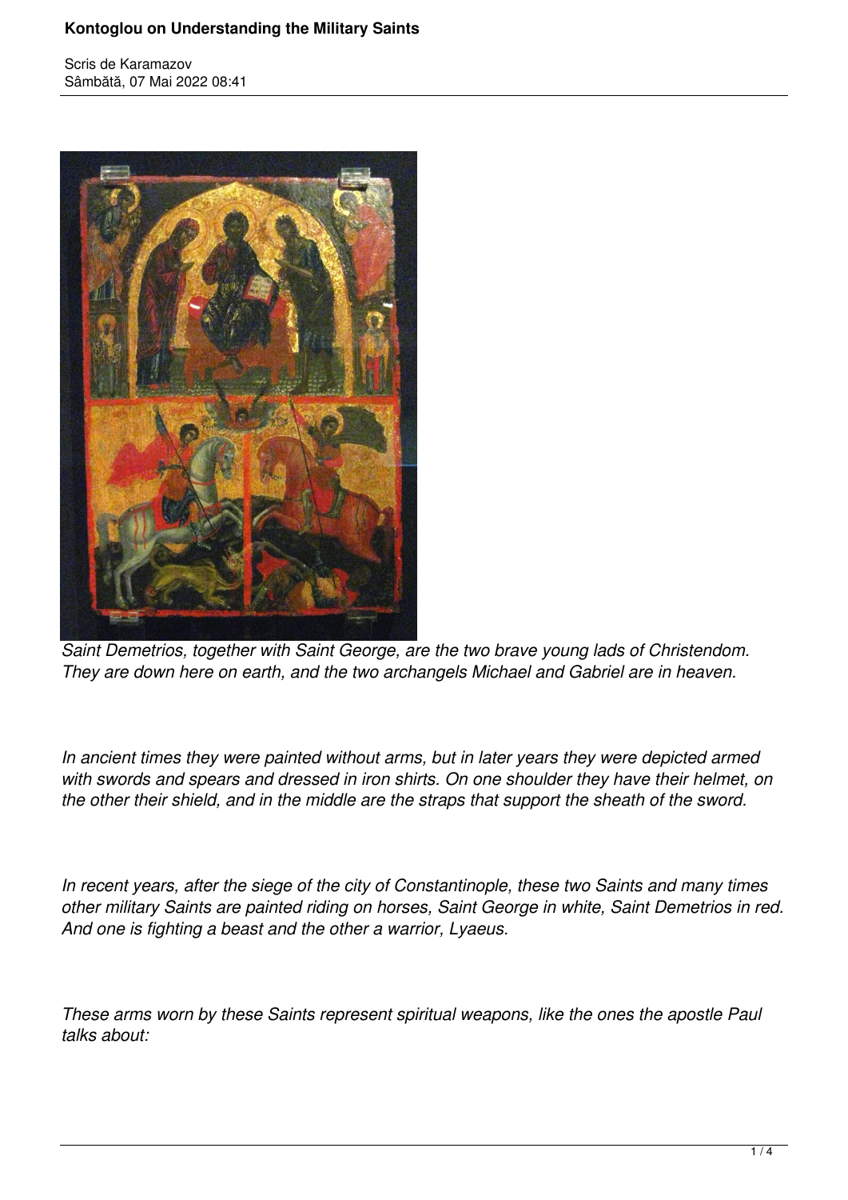# Kontoglou on Understanding the Military Saints

Scris de Karamazov
Sâmbătă, 07 Mai 2022 08:41

*Saint Demetrios, together with Saint George, are the two brave young lads of Christendom. They are down here on earth, and the two archangels Michael and Gabriel are in heaven.*

*In ancient times they were painted without arms, but in later years they were depicted armed with swords and spears and dressed in iron shirts. On one shoulder they have their helmet, on the other their shield, and in the middle are the straps that support the sheath of the sword.*

*In recent years, after the siege of the city of Constantinople, these two Saints and many times other military Saints are painted riding on horses, Saint George in white, Saint Demetrios in red. And one is fighting a beast and the other a warrior, Lyaeus.*

*These arms worn by these Saints represent spiritual weapons, like the ones the apostle Paul talks about:*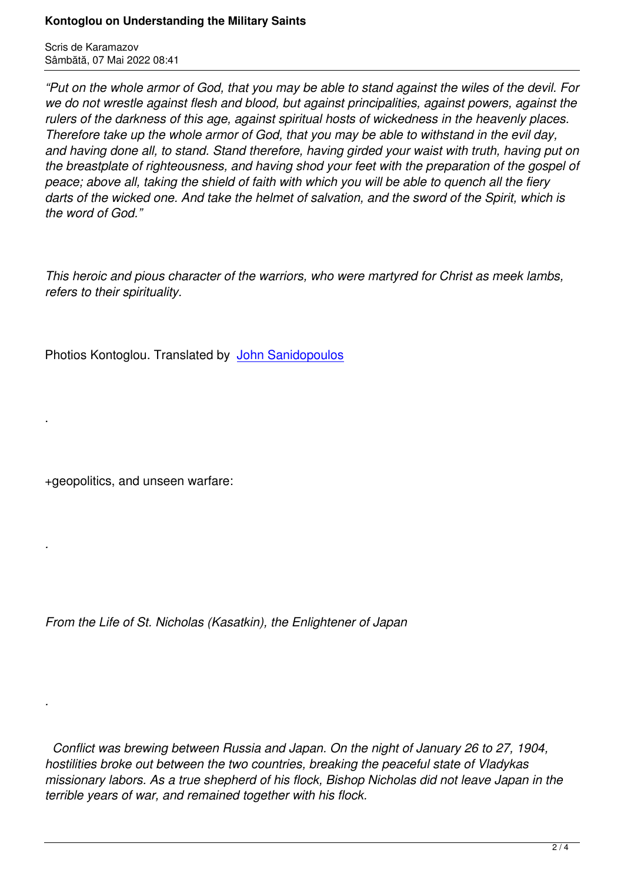*“Put on the whole armor of God, that you may be able to stand against the wiles of the devil. For we do not wrestle against flesh and blood, but against principalities, against powers, against the rulers of the darkness of this age, against spiritual hosts of wickedness in the heavenly places. Therefore take up the whole armor of God, that you may be able to withstand in the evil day, and having done all, to stand. Stand therefore, having girded your waist with truth, having put on the breastplate of righteousness, and having shod your feet with the preparation of the gospel of peace; above all, taking the shield of faith with which you will be able to quench all the fiery darts of the wicked one. And take the helmet of salvation, and the sword of the Spirit, which is the word of God.”*

*This heroic and pious character of the warriors, who were martyred for Christ as meek lambs, refers to their spirituality.*

Photios Kontoglou. Translated by John Sanidopoulos

.

+geopolitics, and unseen warfare:

*.*

*From the Life of St. Nicholas (Kasatkin), the Enlightener of Japan*

*.*

*Conflict was brewing between Russia and Japan. On the night of January 26 to 27, 1904, hostilities broke out between the two countries, breaking the peaceful state of Vladykas missionary labors. As a true shepherd of his flock, Bishop Nicholas did not leave Japan in the terrible years of war, and remained together with his flock.*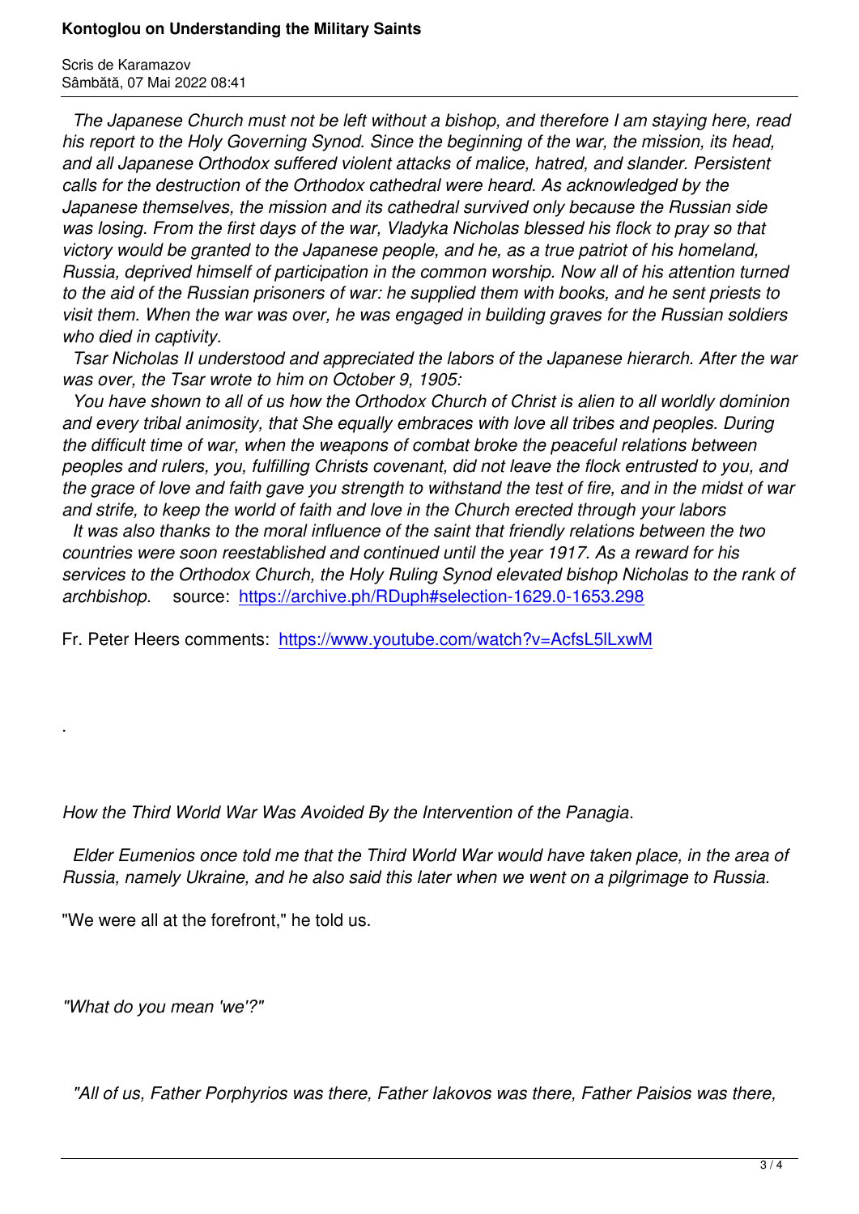*The Japanese Church must not be left without a bishop, and therefore I am staying here, read his report to the Holy Governing Synod. Since the beginning of the war, the mission, its head, and all Japanese Orthodox suffered violent attacks of malice, hatred, and slander. Persistent calls for the destruction of the Orthodox cathedral were heard. As acknowledged by the Japanese themselves, the mission and its cathedral survived only because the Russian side was losing. From the first days of the war, Vladyka Nicholas blessed his flock to pray so that victory would be granted to the Japanese people, and he, as a true patriot of his homeland, Russia, deprived himself of participation in the common worship. Now all of his attention turned to the aid of the Russian prisoners of war: he supplied them with books, and he sent priests to visit them. When the war was over, he was engaged in building graves for the Russian soldiers who died in captivity.*

*Tsar Nicholas II understood and appreciated the labors of the Japanese hierarch. After the war was over, the Tsar wrote to him on October 9, 1905:*

*You have shown to all of us how the Orthodox Church of Christ is alien to all worldly dominion and every tribal animosity, that She equally embraces with love all tribes and peoples. During the difficult time of war, when the weapons of combat broke the peaceful relations between peoples and rulers, you, fulfilling Christs covenant, did not leave the flock entrusted to you, and the grace of love and faith gave you strength to withstand the test of fire, and in the midst of war and strife, to keep the world of faith and love in the Church erected through your labors*

*It was also thanks to the moral influence of the saint that friendly relations between the two countries were soon reestablished and continued until the year 1917. As a reward for his services to the Orthodox Church, the Holy Ruling Synod elevated bishop Nicholas to the rank of archbishop.* source: https://archive.ph/RDuph#selection-1629.0-1653.298

Fr. Peter Heers comments: https://www.youtube.com/watch?v=AcfsL5lLxwM

.

*How the Third World War Was Avoided By the Intervention of the Panagia.*

*Elder Eumenios once told me that the Third World War would have taken place, in the area of Russia, namely Ukraine, and he also said this later when we went on a pilgrimage to Russia.*

"We were all at the forefront," he told us.

*"What do you mean 'we'?"*

*"All of us, Father Porphyrios was there, Father Iakovos was there, Father Paisios was there,*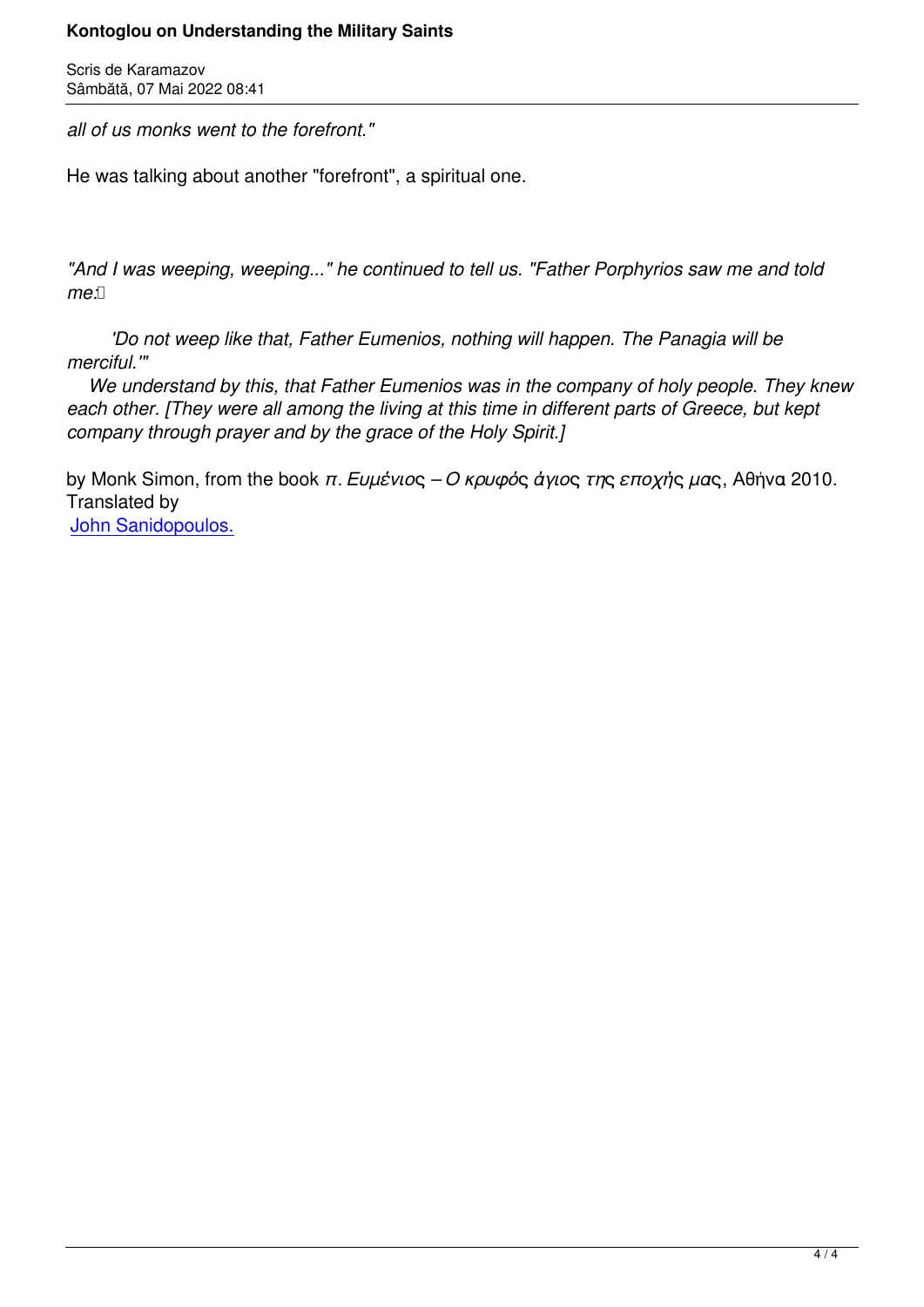*all of us monks went to the forefront."*

He was talking about another "forefront", a spiritual one.

*"And I was weeping, weeping..." he continued to tell us. "Father Porphyrios saw me and told me:*

*'Do not weep like that, Father Eumenios, nothing will happen. The Panagia will be merciful.'"*

*We understand by this, that Father Eumenios was in the company of holy people. They knew each other. [They were all among the living at this time in different parts of Greece, but kept company through prayer and by the grace of the Holy Spirit.]*

by Monk Simon, from the book *π. Ευμένιος – Ο κρυφός άγιος της εποχής μας*, Αθήνα 2010. Translated by [John Sanidopoulos.](John Sanidopoulos.)